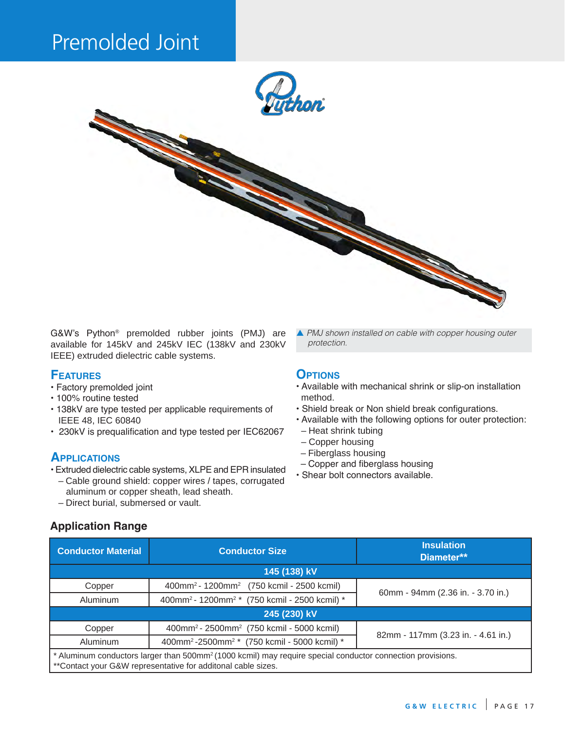# Premolded Joint

G&W's Python® premolded rubber joints (PMJ) are available for 145kV and 245kV IEC (138kV and 230kV IEEE) extruded dielectric cable systems.

▲ *PMJ shown installed on cable with copper housing outer protection.*

## Features

- Factory premolded joint
- 100% routine tested
- 138kV are type tested per applicable requirements of IEEE 48, IEC 60840
- 230kV is prequalification and type tested per IEC62067

## Applications

- Extruded dielectric cable systems, XLPE and EPR insulated
  - Cable ground shield: copper wires / tapes, corrugated aluminum or copper sheath, lead sheath.
  - Direct burial, submersed or vault.

## Options

- Available with mechanical shrink or slip-on installation method.
- Shield break or Non shield break configurations.
- Available with the following options for outer protection:
  - Heat shrink tubing
  - Copper housing
  - Fiberglass housing
  - Copper and fiberglass housing
- Shear bolt connectors available.

## Application Range

| Conductor Material | Conductor Size | Insulation Diameter** |
|---|---|---|
| **145 (138) kV** | | |
| Copper | 400mm² - 1200mm² (750 kcmil - 2500 kcmil) | 60mm - 94mm (2.36 in. - 3.70 in.) |
| Aluminum | 400mm² - 1200mm² * (750 kcmil - 2500 kcmil) * | |
| **245 (230) kV** | | |
| Copper | 400mm² - 2500mm² (750 kcmil - 5000 kcmil) | 82mm - 117mm (3.23 in. - 4.61 in.) |
| Aluminum | 400mm² -2500mm² * (750 kcmil - 5000 kcmil) * | |

\* Aluminum conductors larger than 500mm² (1000 kcmil) may require special conductor connection provisions.
\*\*Contact your G&W representative for additonal cable sizes.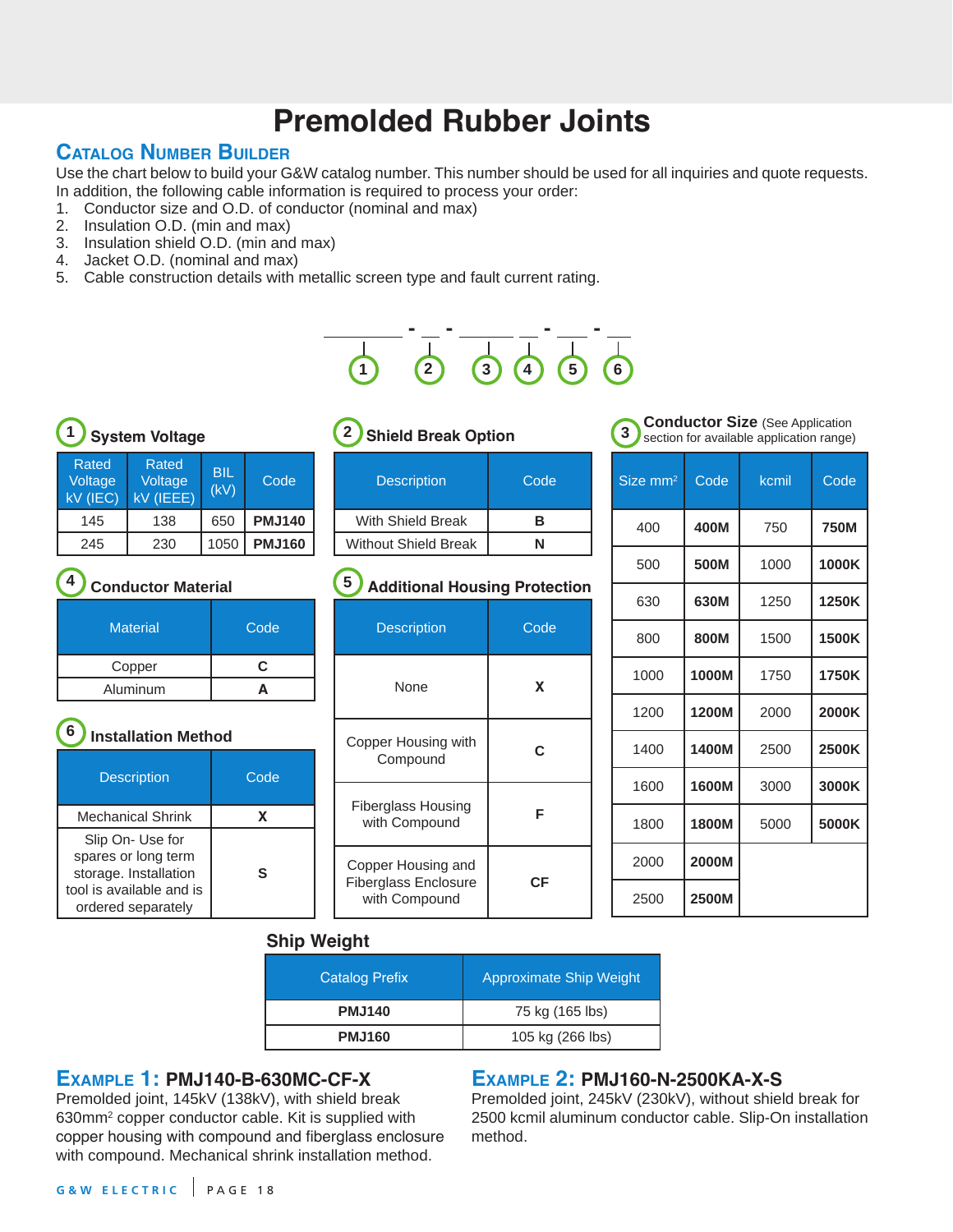# Premolded Rubber Joints

## Catalog Number Builder

Use the chart below to build your G&W catalog number. This number should be used for all inquiries and quote requests. In addition, the following cable information is required to process your order:

1. Conductor size and O.D. of conductor (nominal and max)
2. Insulation O.D. (min and max)
3. Insulation shield O.D. (min and max)
4. Jacket O.D. (nominal and max)
5. Cable construction details with metallic screen type and fault current rating.

______ - __ - ______ __ - ___ - __

1 2 3 4 5 6

### 1 System Voltage

| Rated Voltage kV (IEC) | Rated Voltage kV (IEEE) | BIL (kV) | Code |
|---|---|---|---|
| 145 | 138 | 650 | **PMJ140** |
| 245 | 230 | 1050 | **PMJ160** |

### 2 Shield Break Option

| Description | Code |
|---|---|
| With Shield Break | **B** |
| Without Shield Break | **N** |

### 3 Conductor Size (See Application section for available application range)

| Size mm² | Code | kcmil | Code |
|---|---|---|---|
| 400 | **400M** | 750 | **750M** |
| 500 | **500M** | 1000 | **1000K** |
| 630 | **630M** | 1250 | **1250K** |
| 800 | **800M** | 1500 | **1500K** |
| 1000 | **1000M** | 1750 | **1750K** |
| 1200 | **1200M** | 2000 | **2000K** |
| 1400 | **1400M** | 2500 | **2500K** |
| 1600 | **1600M** | 3000 | **3000K** |
| 1800 | **1800M** | 5000 | **5000K** |
| 2000 | **2000M** | | |
| 2500 | **2500M** | | |

### 4 Conductor Material

| Material | Code |
|---|---|
| Copper | **C** |
| Aluminum | **A** |

### 5 Additional Housing Protection

| Description | Code |
|---|---|
| None | **X** |
| Copper Housing with Compound | **C** |
| Fiberglass Housing with Compound | **F** |
| Copper Housing and Fiberglass Enclosure with Compound | **CF** |

### 6 Installation Method

| Description | Code |
|---|---|
| Mechanical Shrink | **X** |
| Slip On- Use for spares or long term storage. Installation tool is available and is ordered separately | **S** |

### Ship Weight

| Catalog Prefix | Approximate Ship Weight |
|---|---|
| **PMJ140** | 75 kg (165 lbs) |
| **PMJ160** | 105 kg (266 lbs) |

## Example 1: PMJ140-B-630MC-CF-X

Premolded joint, 145kV (138kV), with shield break 630mm² copper conductor cable. Kit is supplied with copper housing with compound and fiberglass enclosure with compound. Mechanical shrink installation method.

## Example 2: PMJ160-N-2500KA-X-S

Premolded joint, 245kV (230kV), without shield break for 2500 kcmil aluminum conductor cable. Slip-On installation method.